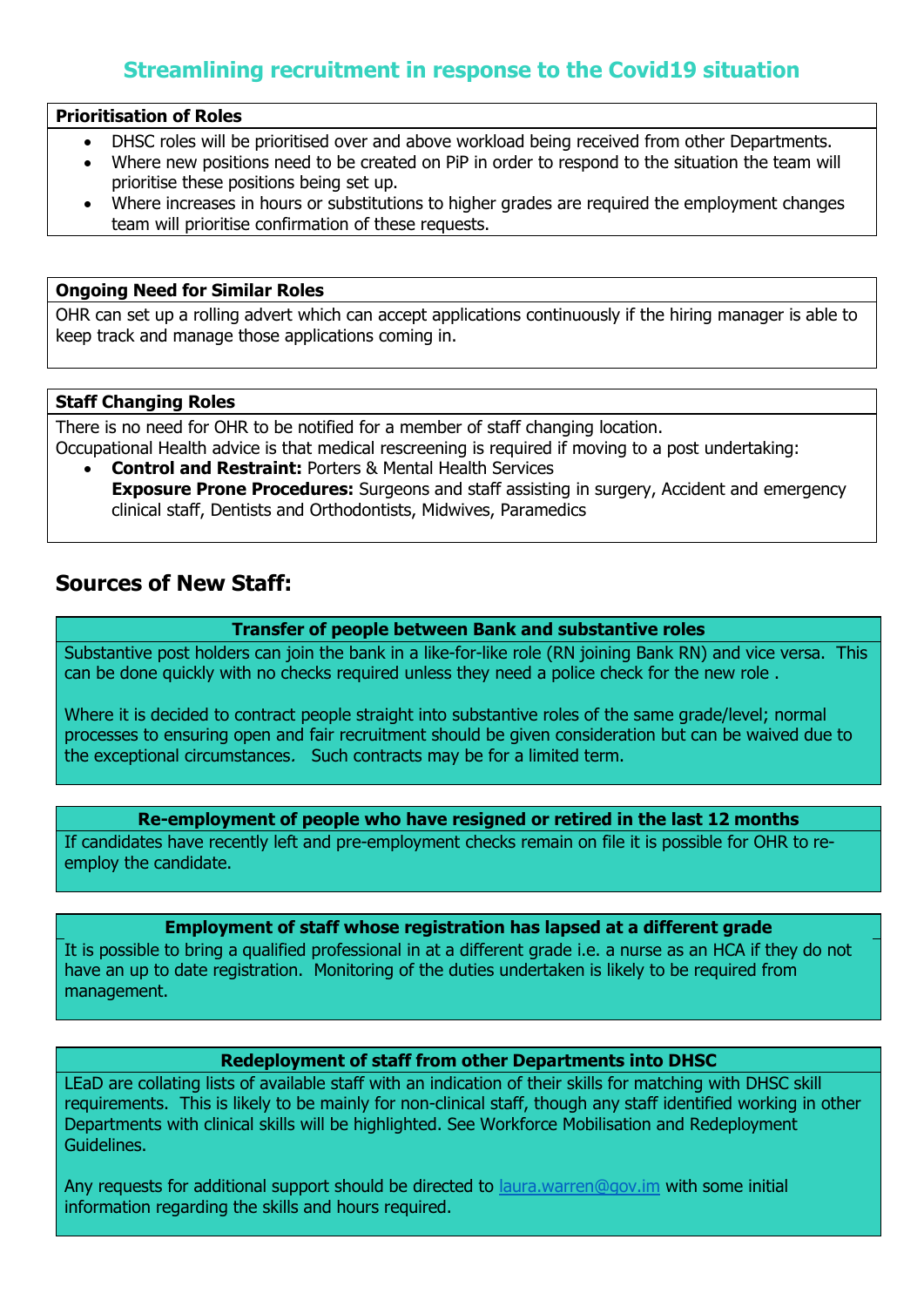# Streamlining recruitment in response to the Covid19 situation

### Prioritisation of Roles

- DHSC roles will be prioritised over and above workload being received from other Departments.
- Where new positions need to be created on PiP in order to respond to the situation the team will prioritise these positions being set up.
- Where increases in hours or substitutions to higher grades are required the employment changes team will prioritise confirmation of these requests.

### Ongoing Need for Similar Roles

OHR can set up a rolling advert which can accept applications continuously if the hiring manager is able to keep track and manage those applications coming in.

### Staff Changing Roles

There is no need for OHR to be notified for a member of staff changing location.
Occupational Health advice is that medical rescreening is required if moving to a post undertaking:

- **Control and Restraint:** Porters & Mental Health Services
  **Exposure Prone Procedures:** Surgeons and staff assisting in surgery, Accident and emergency clinical staff, Dentists and Orthodontists, Midwives, Paramedics

## Sources of New Staff:

### Transfer of people between Bank and substantive roles

Substantive post holders can join the bank in a like-for-like role (RN joining Bank RN) and vice versa. This can be done quickly with no checks required unless they need a police check for the new role .

Where it is decided to contract people straight into substantive roles of the same grade/level; normal processes to ensuring open and fair recruitment should be given consideration but can be waived due to the exceptional circumstances. Such contracts may be for a limited term.

### Re-employment of people who have resigned or retired in the last 12 months

If candidates have recently left and pre-employment checks remain on file it is possible for OHR to re-employ the candidate.

### Employment of staff whose registration has lapsed at a different grade

It is possible to bring a qualified professional in at a different grade i.e. a nurse as an HCA if they do not have an up to date registration. Monitoring of the duties undertaken is likely to be required from management.

### Redeployment of staff from other Departments into DHSC

LEaD are collating lists of available staff with an indication of their skills for matching with DHSC skill requirements. This is likely to be mainly for non-clinical staff, though any staff identified working in other Departments with clinical skills will be highlighted. See Workforce Mobilisation and Redeployment Guidelines.

Any requests for additional support should be directed to laura.warren@gov.im with some initial information regarding the skills and hours required.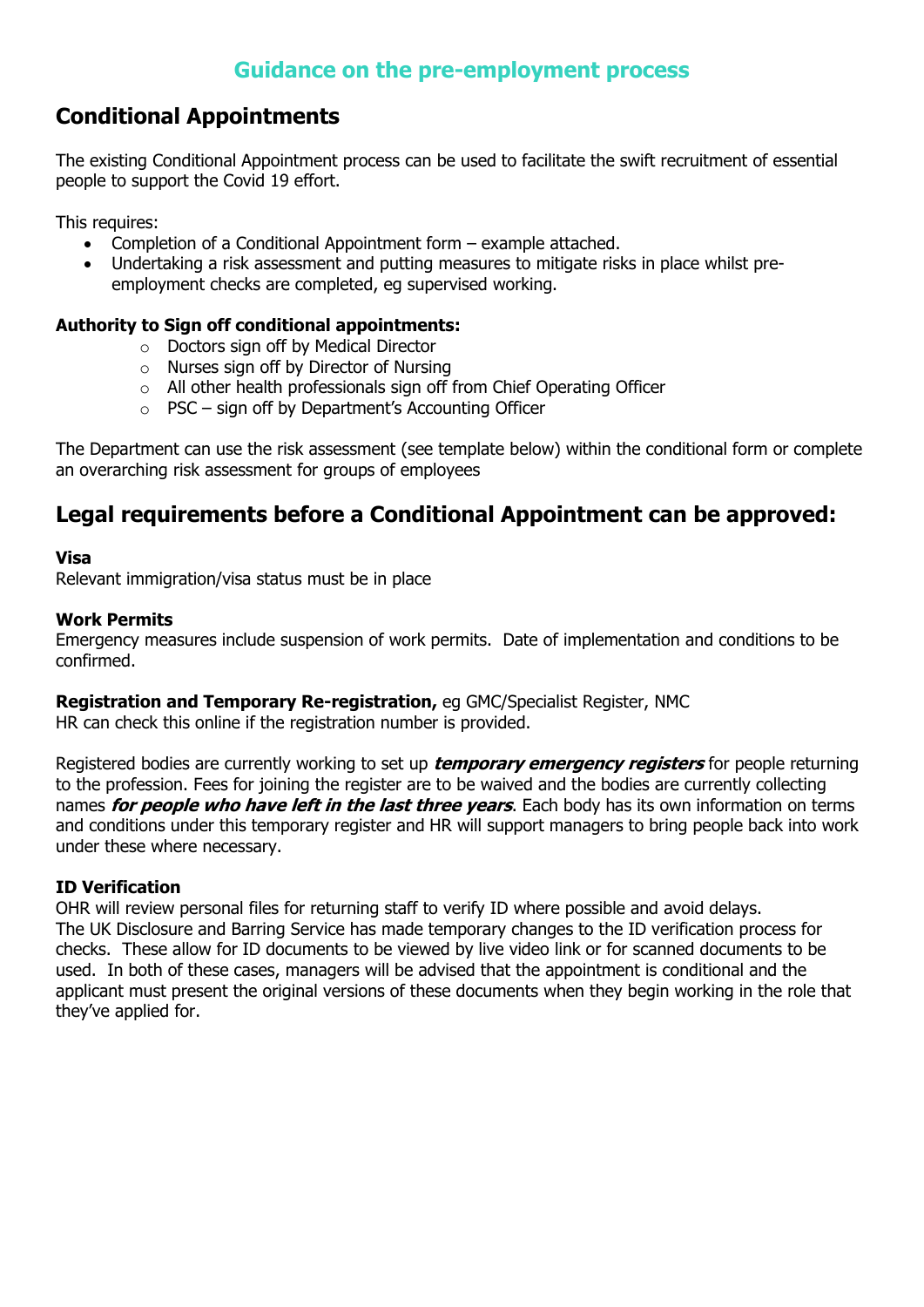# Guidance on the pre-employment process

## Conditional Appointments

The existing Conditional Appointment process can be used to facilitate the swift recruitment of essential people to support the Covid 19 effort.

This requires:

- Completion of a Conditional Appointment form – example attached.
- Undertaking a risk assessment and putting measures to mitigate risks in place whilst pre-employment checks are completed, eg supervised working.

**Authority to Sign off conditional appointments:**

- Doctors sign off by Medical Director
- Nurses sign off by Director of Nursing
- All other health professionals sign off from Chief Operating Officer
- PSC – sign off by Department's Accounting Officer

The Department can use the risk assessment (see template below) within the conditional form or complete an overarching risk assessment for groups of employees

## Legal requirements before a Conditional Appointment can be approved:

**Visa**
Relevant immigration/visa status must be in place

**Work Permits**
Emergency measures include suspension of work permits. Date of implementation and conditions to be confirmed.

**Registration and Temporary Re-registration,** eg GMC/Specialist Register, NMC
HR can check this online if the registration number is provided.

Registered bodies are currently working to set up ***temporary emergency registers*** for people returning to the profession. Fees for joining the register are to be waived and the bodies are currently collecting names ***for people who have left in the last three years***. Each body has its own information on terms and conditions under this temporary register and HR will support managers to bring people back into work under these where necessary.

**ID Verification**
OHR will review personal files for returning staff to verify ID where possible and avoid delays.
The UK Disclosure and Barring Service has made temporary changes to the ID verification process for checks. These allow for ID documents to be viewed by live video link or for scanned documents to be used. In both of these cases, managers will be advised that the appointment is conditional and the applicant must present the original versions of these documents when they begin working in the role that they've applied for.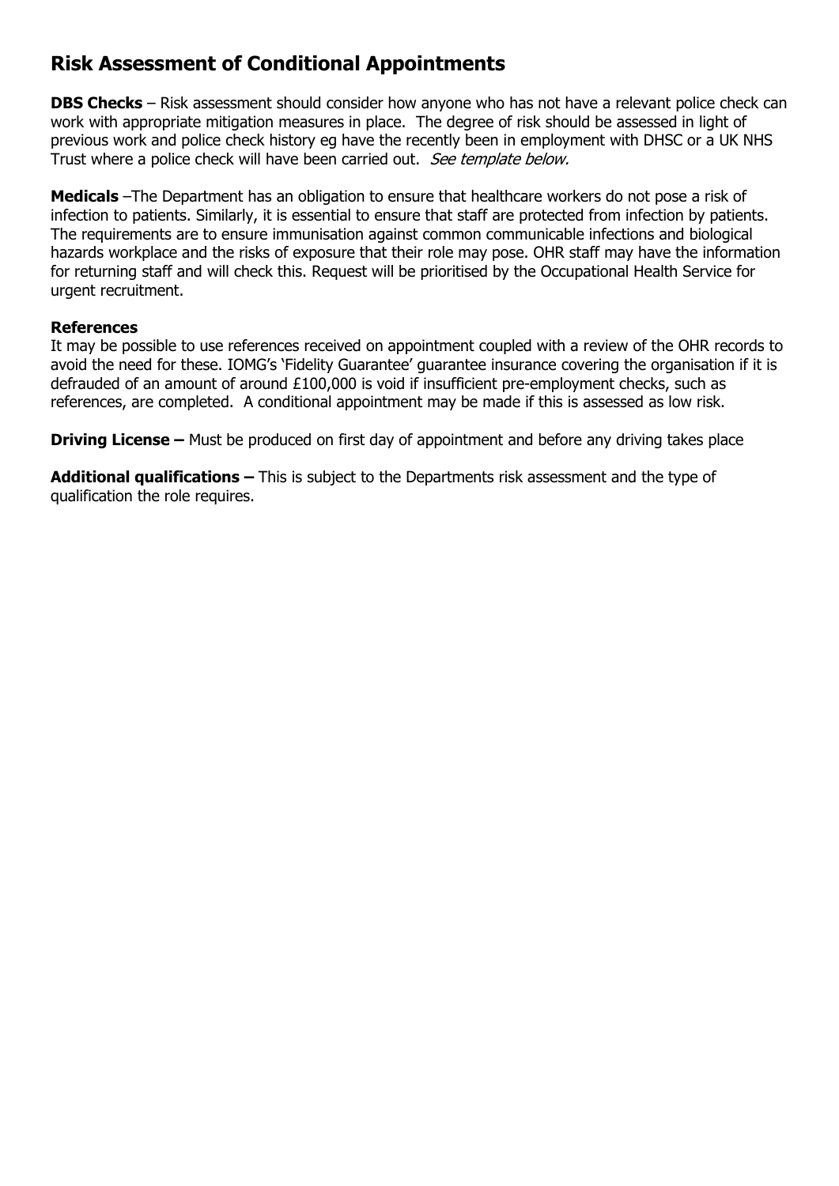## Risk Assessment of Conditional Appointments

**DBS Checks** – Risk assessment should consider how anyone who has not have a relevant police check can work with appropriate mitigation measures in place. The degree of risk should be assessed in light of previous work and police check history eg have the recently been in employment with DHSC or a UK NHS Trust where a police check will have been carried out. *See template below.*

**Medicals** –The Department has an obligation to ensure that healthcare workers do not pose a risk of infection to patients. Similarly, it is essential to ensure that staff are protected from infection by patients. The requirements are to ensure immunisation against common communicable infections and biological hazards workplace and the risks of exposure that their role may pose. OHR staff may have the information for returning staff and will check this. Request will be prioritised by the Occupational Health Service for urgent recruitment.

**References**

It may be possible to use references received on appointment coupled with a review of the OHR records to avoid the need for these. IOMG's 'Fidelity Guarantee' guarantee insurance covering the organisation if it is defrauded of an amount of around £100,000 is void if insufficient pre-employment checks, such as references, are completed. A conditional appointment may be made if this is assessed as low risk.

**Driving License –** Must be produced on first day of appointment and before any driving takes place

**Additional qualifications –** This is subject to the Departments risk assessment and the type of qualification the role requires.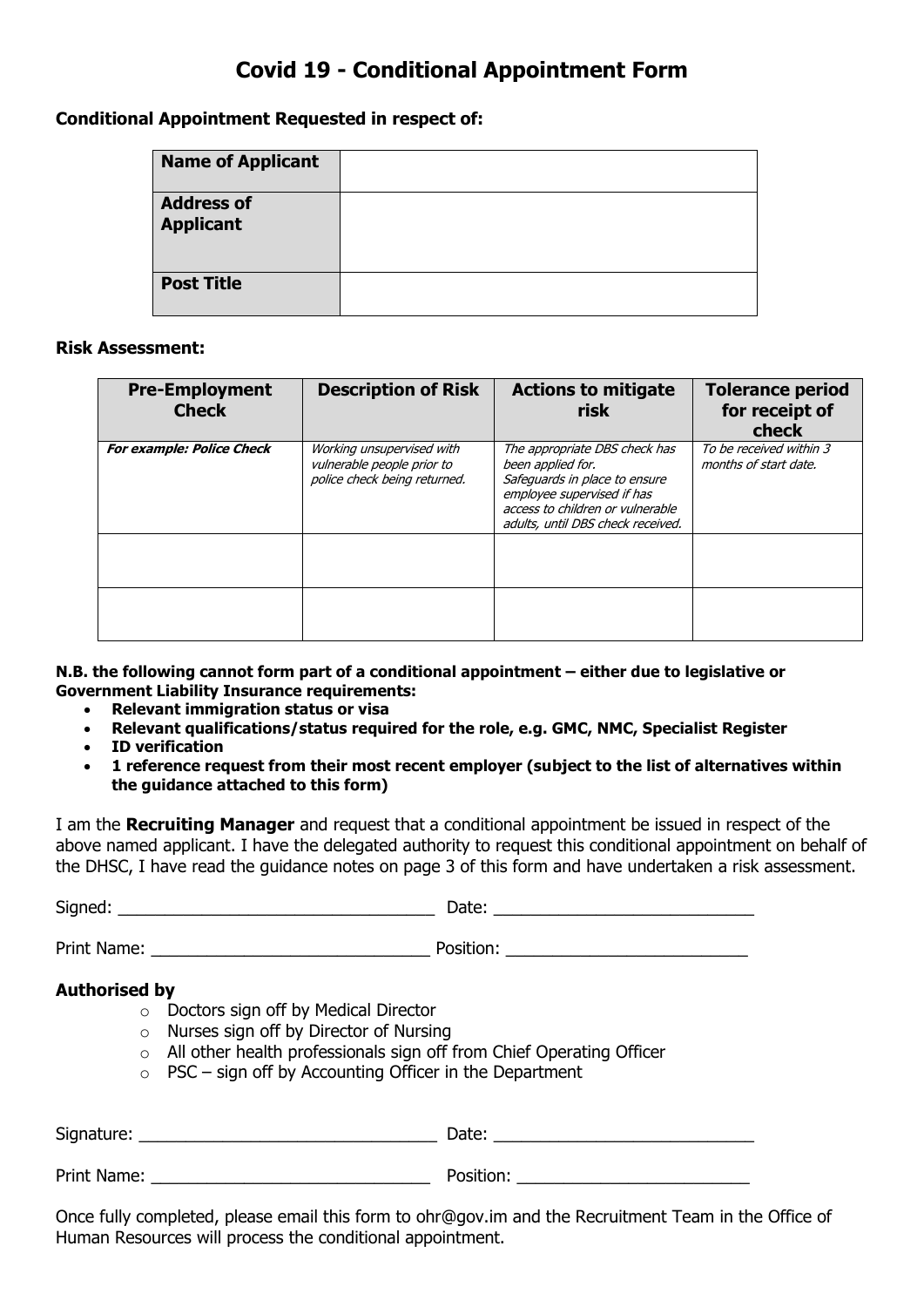# Covid 19 - Conditional Appointment Form

**Conditional Appointment Requested in respect of:**

| | |
|---|---|
| **Name of Applicant** | |
| **Address of Applicant** | |
| **Post Title** | |

**Risk Assessment:**

| Pre-Employment Check | Description of Risk | Actions to mitigate risk | Tolerance period for receipt of check |
|---|---|---|---|
| ***For example: Police Check*** | *Working unsupervised with vulnerable people prior to police check being returned.* | *The appropriate DBS check has been applied for. Safeguards in place to ensure employee supervised if has access to children or vulnerable adults, until DBS check received.* | *To be received within 3 months of start date.* |
| | | | |
| | | | |

**N.B. the following cannot form part of a conditional appointment – either due to legislative or Government Liability Insurance requirements:**

- **Relevant immigration status or visa**
- **Relevant qualifications/status required for the role, e.g. GMC, NMC, Specialist Register**
- **ID verification**
- **1 reference request from their most recent employer (subject to the list of alternatives within the guidance attached to this form)**

I am the **Recruiting Manager** and request that a conditional appointment be issued in respect of the above named applicant. I have the delegated authority to request this conditional appointment on behalf of the DHSC, I have read the guidance notes on page 3 of this form and have undertaken a risk assessment.

Signed: ___________________________________ Date: ____________________________

Print Name: ______________________________ Position: __________________________

**Authorised by**

- Doctors sign off by Medical Director
- Nurses sign off by Director of Nursing
- All other health professionals sign off from Chief Operating Officer
- PSC – sign off by Accounting Officer in the Department

Signature: ________________________________ Date: ____________________________

Print Name: ______________________________ Position: _________________________

Once fully completed, please email this form to ohr@gov.im and the Recruitment Team in the Office of Human Resources will process the conditional appointment.